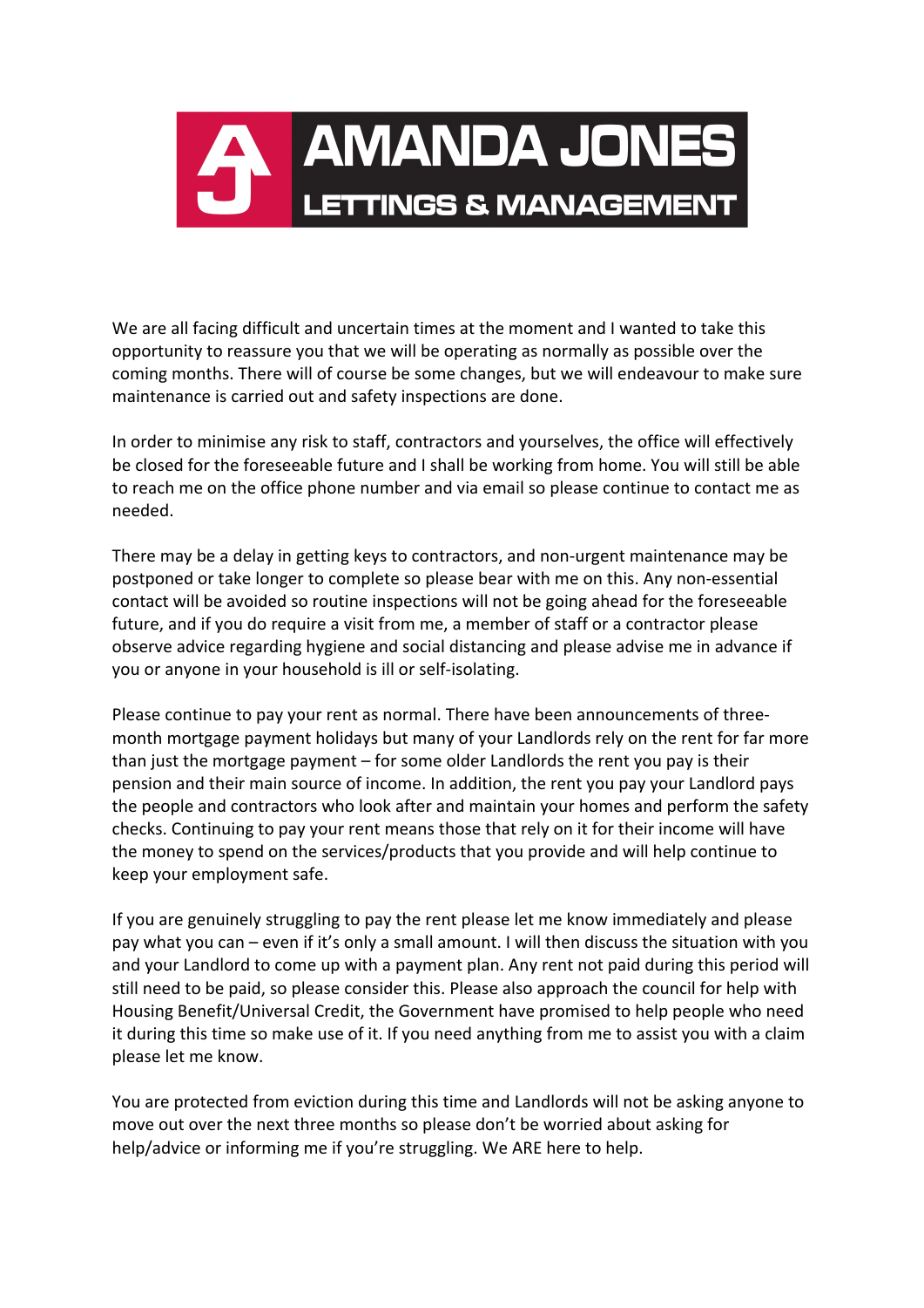# AMANDA JONES LETTINGS & MANAGEMENT

We are all facing difficult and uncertain times at the moment and I wanted to take this opportunity to reassure you that we will be operating as normally as possible over the coming months. There will of course be some changes, but we will endeavour to make sure maintenance is carried out and safety inspections are done.

In order to minimise any risk to staff, contractors and yourselves, the office will effectively be closed for the foreseeable future and I shall be working from home. You will still be able to reach me on the office phone number and via email so please continue to contact me as needed.

There may be a delay in getting keys to contractors, and non-urgent maintenance may be postponed or take longer to complete so please bear with me on this. Any non-essential contact will be avoided so routine inspections will not be going ahead for the foreseeable future, and if you do require a visit from me, a member of staff or a contractor please observe advice regarding hygiene and social distancing and please advise me in advance if you or anyone in your household is ill or self-isolating.

Please continue to pay your rent as normal. There have been announcements of three-month mortgage payment holidays but many of your Landlords rely on the rent for far more than just the mortgage payment – for some older Landlords the rent you pay is their pension and their main source of income. In addition, the rent you pay your Landlord pays the people and contractors who look after and maintain your homes and perform the safety checks. Continuing to pay your rent means those that rely on it for their income will have the money to spend on the services/products that you provide and will help continue to keep your employment safe.

If you are genuinely struggling to pay the rent please let me know immediately and please pay what you can – even if it's only a small amount. I will then discuss the situation with you and your Landlord to come up with a payment plan. Any rent not paid during this period will still need to be paid, so please consider this. Please also approach the council for help with Housing Benefit/Universal Credit, the Government have promised to help people who need it during this time so make use of it. If you need anything from me to assist you with a claim please let me know.

You are protected from eviction during this time and Landlords will not be asking anyone to move out over the next three months so please don't be worried about asking for help/advice or informing me if you're struggling. We ARE here to help.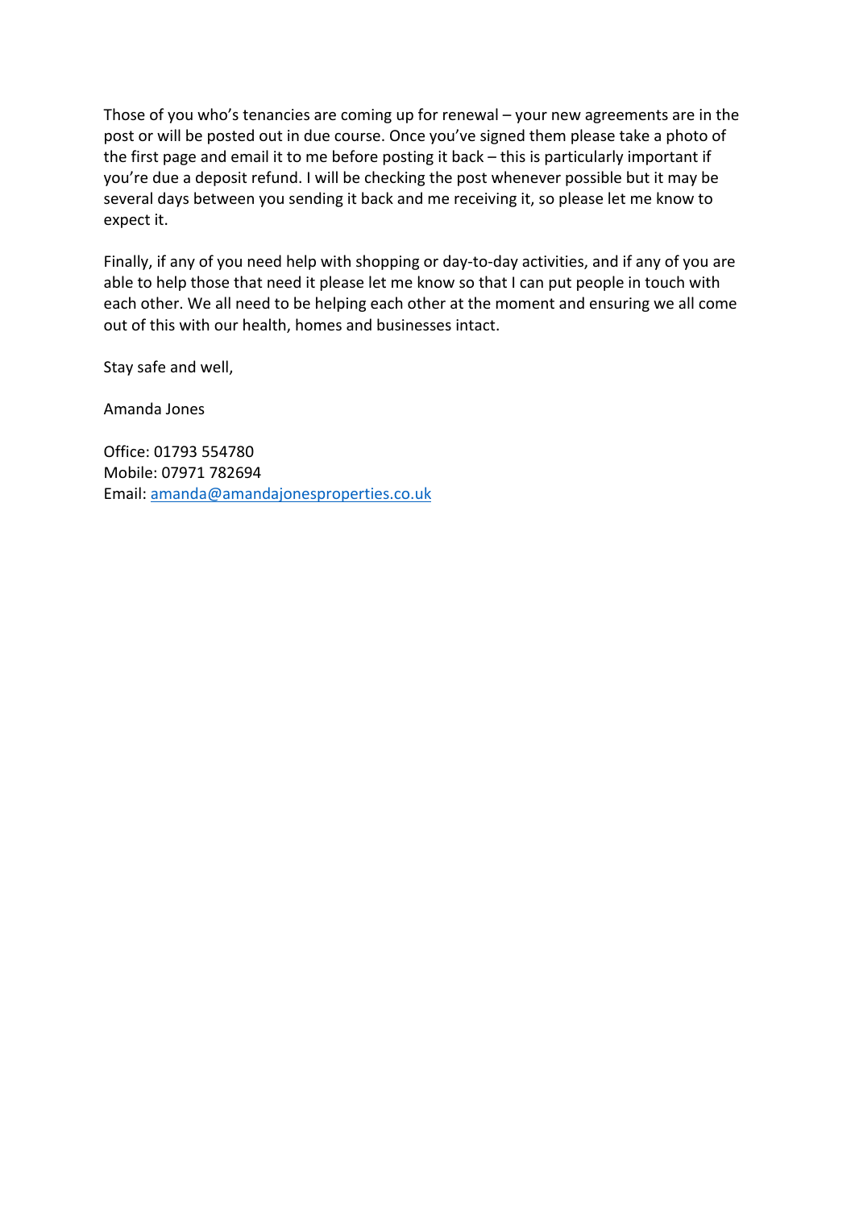Those of you who's tenancies are coming up for renewal – your new agreements are in the post or will be posted out in due course. Once you've signed them please take a photo of the first page and email it to me before posting it back – this is particularly important if you're due a deposit refund. I will be checking the post whenever possible but it may be several days between you sending it back and me receiving it, so please let me know to expect it.

Finally, if any of you need help with shopping or day-to-day activities, and if any of you are able to help those that need it please let me know so that I can put people in touch with each other. We all need to be helping each other at the moment and ensuring we all come out of this with our health, homes and businesses intact.

Stay safe and well,

Amanda Jones

Office: 01793 554780  
Mobile: 07971 782694  
Email: amanda@amandajonesproperties.co.uk